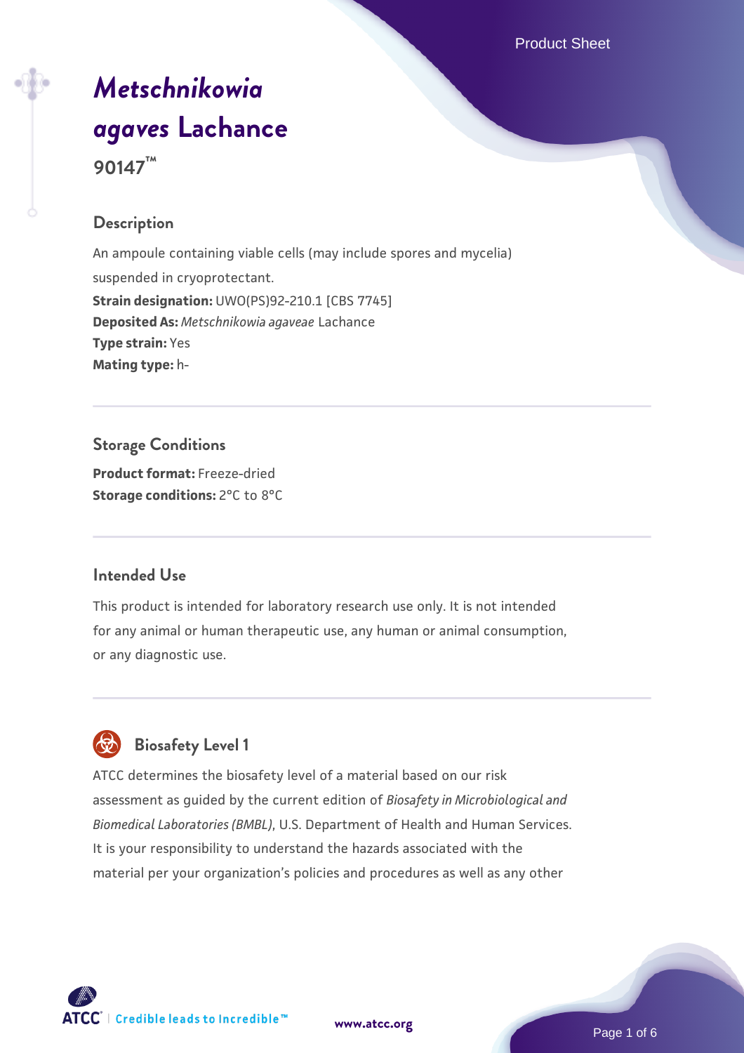# *Metschnikowia agaves* Lachance

**90147™**

## Description

An ampoule containing viable cells (may include spores and mycelia) suspended in cryoprotectant.

**Strain designation:** UWO(PS)92-210.1 [CBS 7745]

**Deposited As:** *Metschnikowia agaveae* Lachance

**Type strain:** Yes

**Mating type:** h-

## Storage Conditions

**Product format:** Freeze-dried

**Storage conditions:** 2°C to 8°C

## Intended Use

This product is intended for laboratory research use only. It is not intended for any animal or human therapeutic use, any human or animal consumption, or any diagnostic use.

## Biosafety Level 1

ATCC determines the biosafety level of a material based on our risk assessment as guided by the current edition of *Biosafety in Microbiological and Biomedical Laboratories (BMBL)*, U.S. Department of Health and Human Services. It is your responsibility to understand the hazards associated with the material per your organization's policies and procedures as well as any other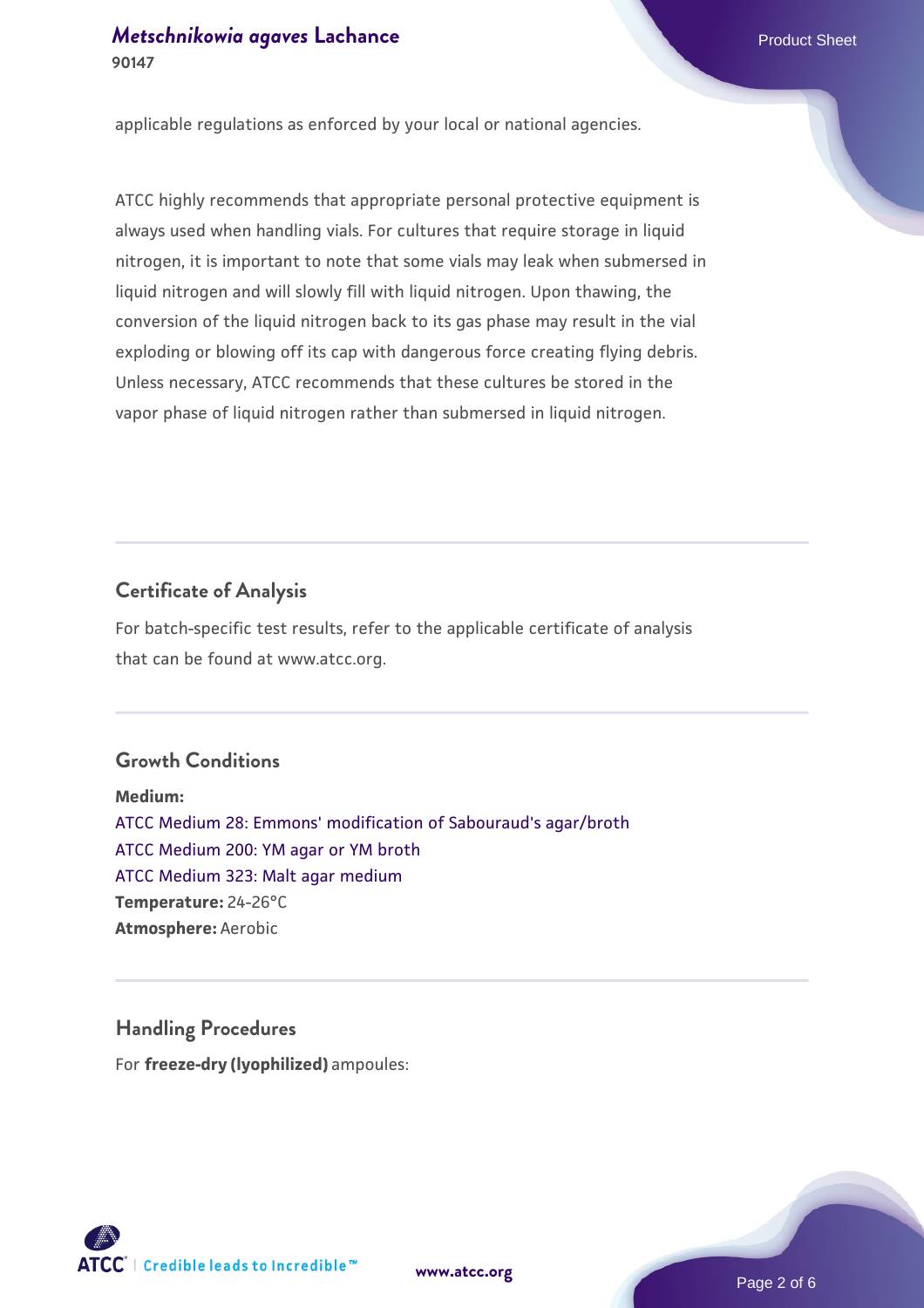applicable regulations as enforced by your local or national agencies.

ATCC highly recommends that appropriate personal protective equipment is always used when handling vials. For cultures that require storage in liquid nitrogen, it is important to note that some vials may leak when submersed in liquid nitrogen and will slowly fill with liquid nitrogen. Upon thawing, the conversion of the liquid nitrogen back to its gas phase may result in the vial exploding or blowing off its cap with dangerous force creating flying debris. Unless necessary, ATCC recommends that these cultures be stored in the vapor phase of liquid nitrogen rather than submersed in liquid nitrogen.

## Certificate of Analysis

For batch-specific test results, refer to the applicable certificate of analysis that can be found at www.atcc.org.

## Growth Conditions

**Medium:**
ATCC Medium 28: Emmons' modification of Sabouraud's agar/broth
ATCC Medium 200: YM agar or YM broth
ATCC Medium 323: Malt agar medium
**Temperature:** 24-26°C
**Atmosphere:** Aerobic

## Handling Procedures

For **freeze-dry (lyophilized)** ampoules: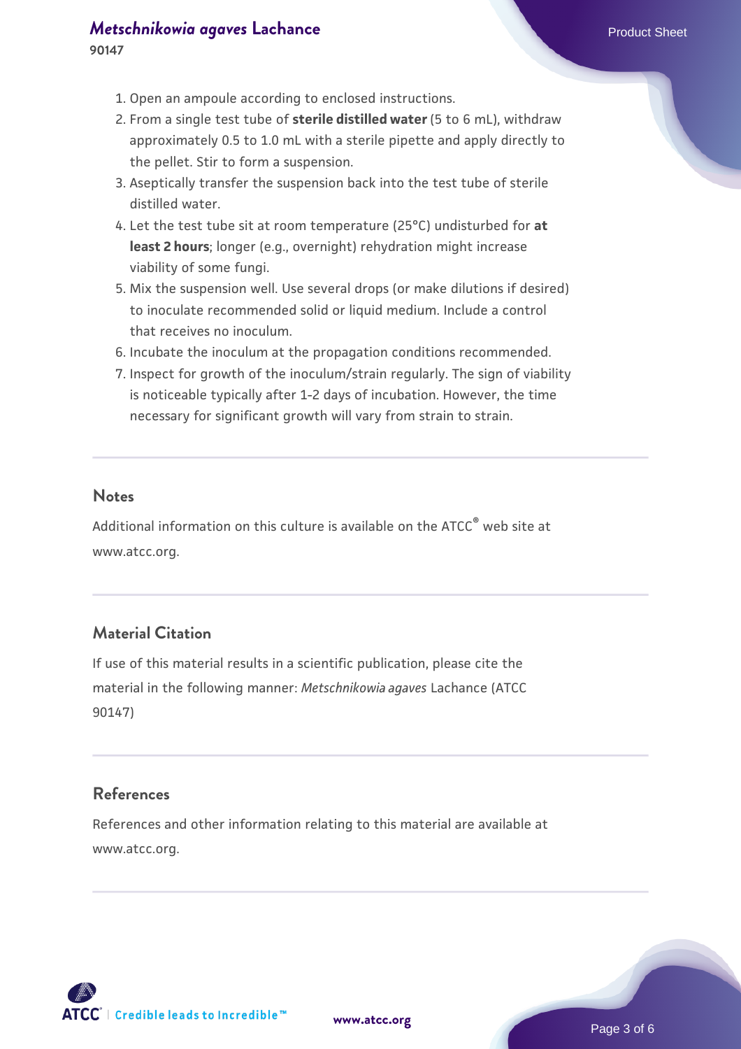1. Open an ampoule according to enclosed instructions.
2. From a single test tube of **sterile distilled water** (5 to 6 mL), withdraw approximately 0.5 to 1.0 mL with a sterile pipette and apply directly to the pellet. Stir to form a suspension.
3. Aseptically transfer the suspension back into the test tube of sterile distilled water.
4. Let the test tube sit at room temperature (25°C) undisturbed for **at least 2 hours**; longer (e.g., overnight) rehydration might increase viability of some fungi.
5. Mix the suspension well. Use several drops (or make dilutions if desired) to inoculate recommended solid or liquid medium. Include a control that receives no inoculum.
6. Incubate the inoculum at the propagation conditions recommended.
7. Inspect for growth of the inoculum/strain regularly. The sign of viability is noticeable typically after 1-2 days of incubation. However, the time necessary for significant growth will vary from strain to strain.

## Notes

Additional information on this culture is available on the ATCC® web site at www.atcc.org.

## Material Citation

If use of this material results in a scientific publication, please cite the material in the following manner: *Metschnikowia agaves* Lachance (ATCC 90147)

## References

References and other information relating to this material are available at www.atcc.org.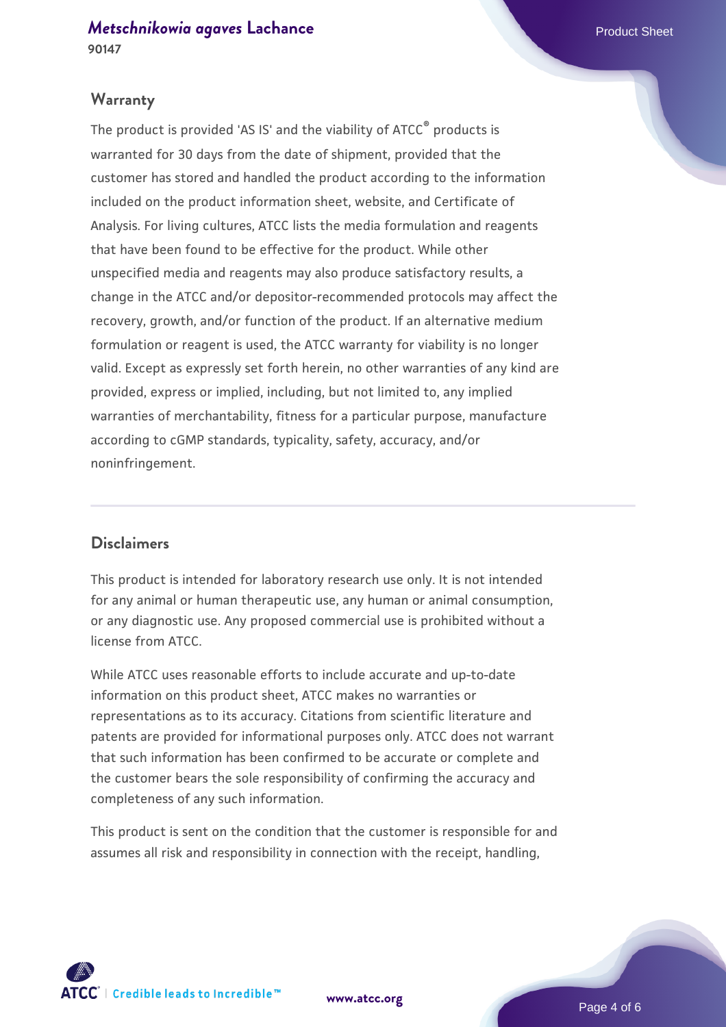## Warranty

The product is provided 'AS IS' and the viability of ATCC® products is warranted for 30 days from the date of shipment, provided that the customer has stored and handled the product according to the information included on the product information sheet, website, and Certificate of Analysis. For living cultures, ATCC lists the media formulation and reagents that have been found to be effective for the product. While other unspecified media and reagents may also produce satisfactory results, a change in the ATCC and/or depositor-recommended protocols may affect the recovery, growth, and/or function of the product. If an alternative medium formulation or reagent is used, the ATCC warranty for viability is no longer valid. Except as expressly set forth herein, no other warranties of any kind are provided, express or implied, including, but not limited to, any implied warranties of merchantability, fitness for a particular purpose, manufacture according to cGMP standards, typicality, safety, accuracy, and/or noninfringement.

## Disclaimers

This product is intended for laboratory research use only. It is not intended for any animal or human therapeutic use, any human or animal consumption, or any diagnostic use. Any proposed commercial use is prohibited without a license from ATCC.

While ATCC uses reasonable efforts to include accurate and up-to-date information on this product sheet, ATCC makes no warranties or representations as to its accuracy. Citations from scientific literature and patents are provided for informational purposes only. ATCC does not warrant that such information has been confirmed to be accurate or complete and the customer bears the sole responsibility of confirming the accuracy and completeness of any such information.

This product is sent on the condition that the customer is responsible for and assumes all risk and responsibility in connection with the receipt, handling,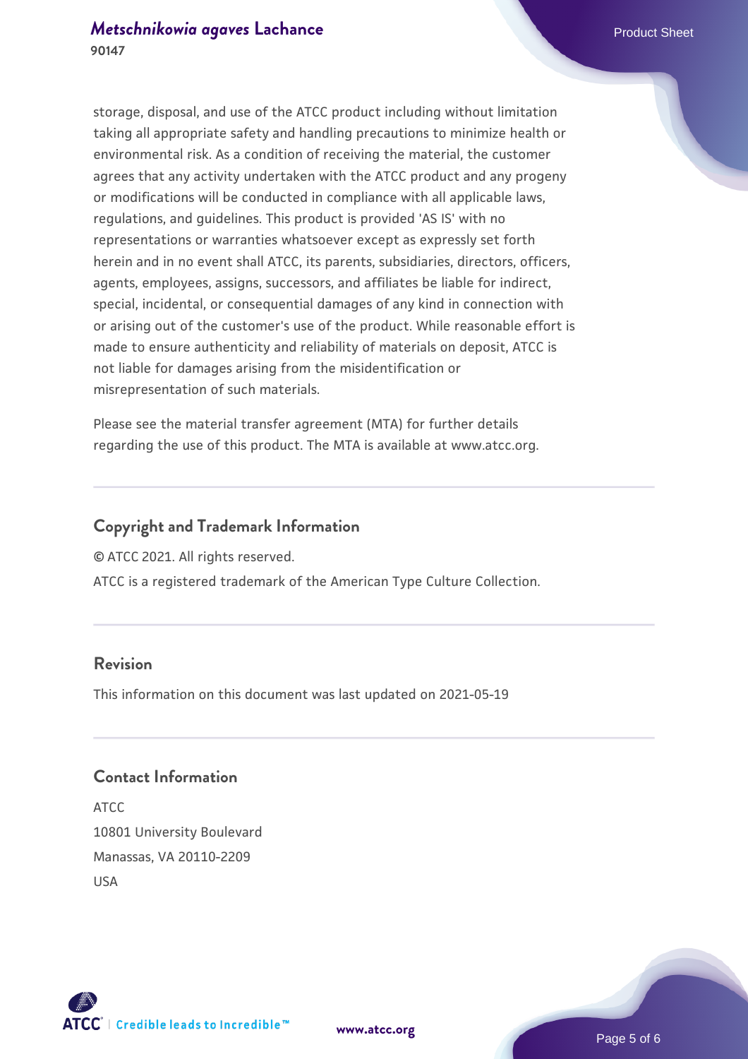storage, disposal, and use of the ATCC product including without limitation taking all appropriate safety and handling precautions to minimize health or environmental risk. As a condition of receiving the material, the customer agrees that any activity undertaken with the ATCC product and any progeny or modifications will be conducted in compliance with all applicable laws, regulations, and guidelines. This product is provided 'AS IS' with no representations or warranties whatsoever except as expressly set forth herein and in no event shall ATCC, its parents, subsidiaries, directors, officers, agents, employees, assigns, successors, and affiliates be liable for indirect, special, incidental, or consequential damages of any kind in connection with or arising out of the customer's use of the product. While reasonable effort is made to ensure authenticity and reliability of materials on deposit, ATCC is not liable for damages arising from the misidentification or misrepresentation of such materials.

Please see the material transfer agreement (MTA) for further details regarding the use of this product. The MTA is available at www.atcc.org.

## Copyright and Trademark Information

© ATCC 2021. All rights reserved.

ATCC is a registered trademark of the American Type Culture Collection.

## Revision

This information on this document was last updated on 2021-05-19

## Contact Information

ATCC
10801 University Boulevard
Manassas, VA 20110-2209
USA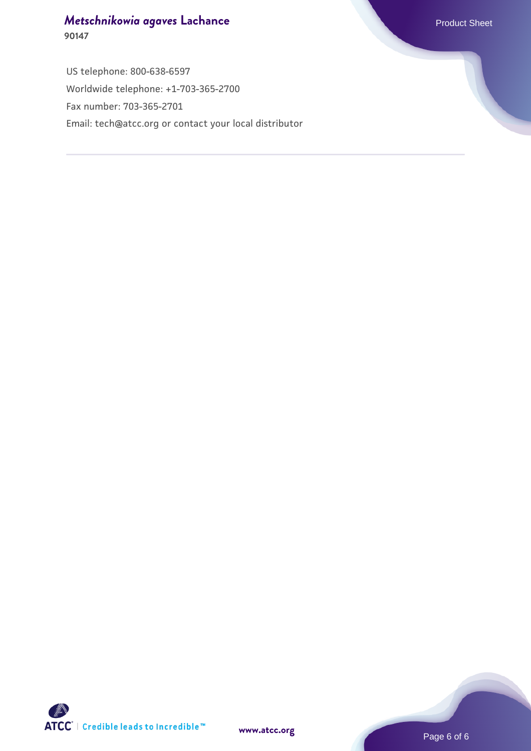US telephone: 800-638-6597

Worldwide telephone: +1-703-365-2700

Fax number: 703-365-2701

Email: tech@atcc.org or contact your local distributor